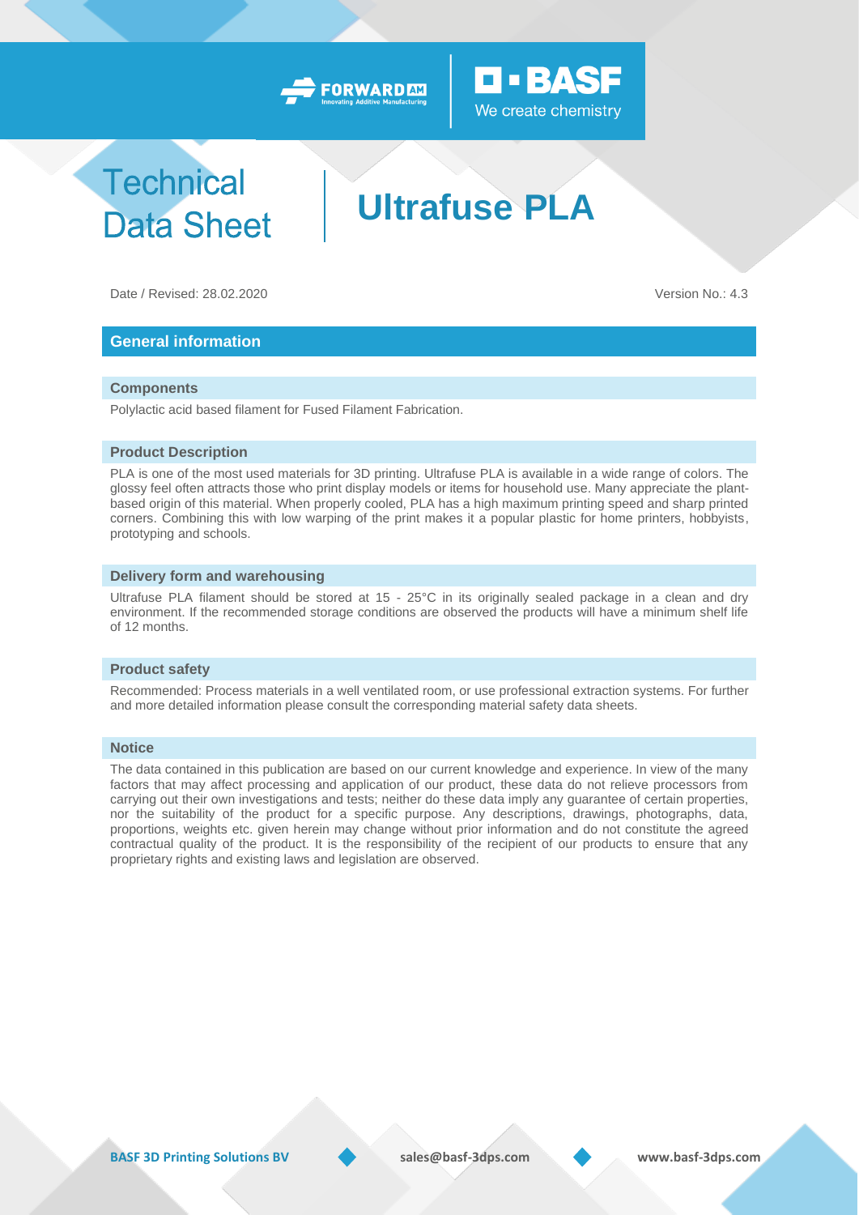# Technical Data Sheet

# Ultrafuse PLA

Date / Revised: 28.02.2020

Version No.: 4.3

## General information

### Components

Polylactic acid based filament for Fused Filament Fabrication.

### Product Description

PLA is one of the most used materials for 3D printing. Ultrafuse PLA is available in a wide range of colors. The glossy feel often attracts those who print display models or items for household use. Many appreciate the plant-based origin of this material. When properly cooled, PLA has a high maximum printing speed and sharp printed corners. Combining this with low warping of the print makes it a popular plastic for home printers, hobbyists, prototyping and schools.

### Delivery form and warehousing

Ultrafuse PLA filament should be stored at 15 - 25°C in its originally sealed package in a clean and dry environment. If the recommended storage conditions are observed the products will have a minimum shelf life of 12 months.

### Product safety

Recommended: Process materials in a well ventilated room, or use professional extraction systems. For further and more detailed information please consult the corresponding material safety data sheets.

### Notice

The data contained in this publication are based on our current knowledge and experience. In view of the many factors that may affect processing and application of our product, these data do not relieve processors from carrying out their own investigations and tests; neither do these data imply any guarantee of certain properties, nor the suitability of the product for a specific purpose. Any descriptions, drawings, photographs, data, proportions, weights etc. given herein may change without prior information and do not constitute the agreed contractual quality of the product. It is the responsibility of the recipient of our products to ensure that any proprietary rights and existing laws and legislation are observed.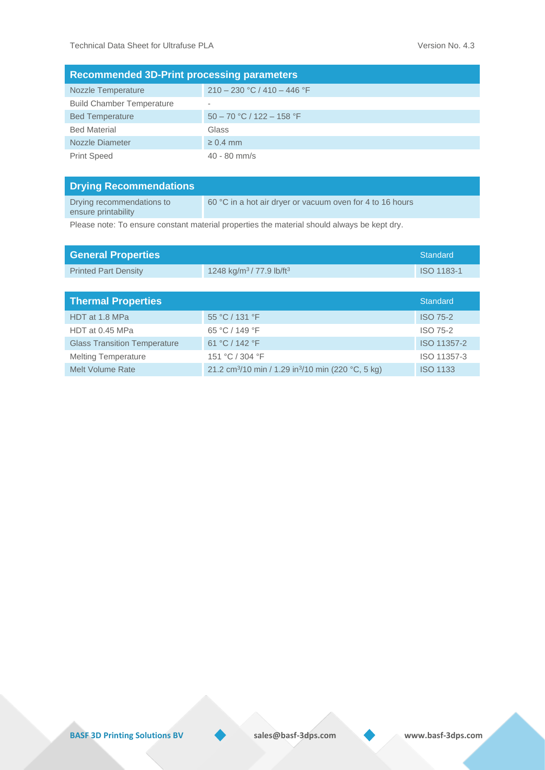| Recommended 3D-Print processing parameters | |
|---|---|
| Nozzle Temperature | 210 – 230 °C / 410 – 446 °F |
| Build Chamber Temperature | - |
| Bed Temperature | 50 – 70 °C / 122 – 158 °F |
| Bed Material | Glass |
| Nozzle Diameter | ≥ 0.4 mm |
| Print Speed | 40 - 80 mm/s |

| Drying Recommendations | |
|---|---|
| Drying recommendations to ensure printability | 60 °C in a hot air dryer or vacuum oven for 4 to 16 hours |

Please note: To ensure constant material properties the material should always be kept dry.

| General Properties | | Standard |
|---|---|---|
| Printed Part Density | 1248 kg/m$^3$ / 77.9 lb/ft$^3$ | ISO 1183-1 |

| Thermal Properties | | Standard |
|---|---|---|
| HDT at 1.8 MPa | 55 °C / 131 °F | ISO 75-2 |
| HDT at 0.45 MPa | 65 °C / 149 °F | ISO 75-2 |
| Glass Transition Temperature | 61 °C / 142 °F | ISO 11357-2 |
| Melting Temperature | 151 °C / 304 °F | ISO 11357-3 |
| Melt Volume Rate | 21.2 cm$^3$/10 min / 1.29 in$^3$/10 min (220 °C, 5 kg) | ISO 1133 |

**BASF 3D Printing Solutions BV** | **sales@basf-3dps.com** | **www.basf-3dps.com**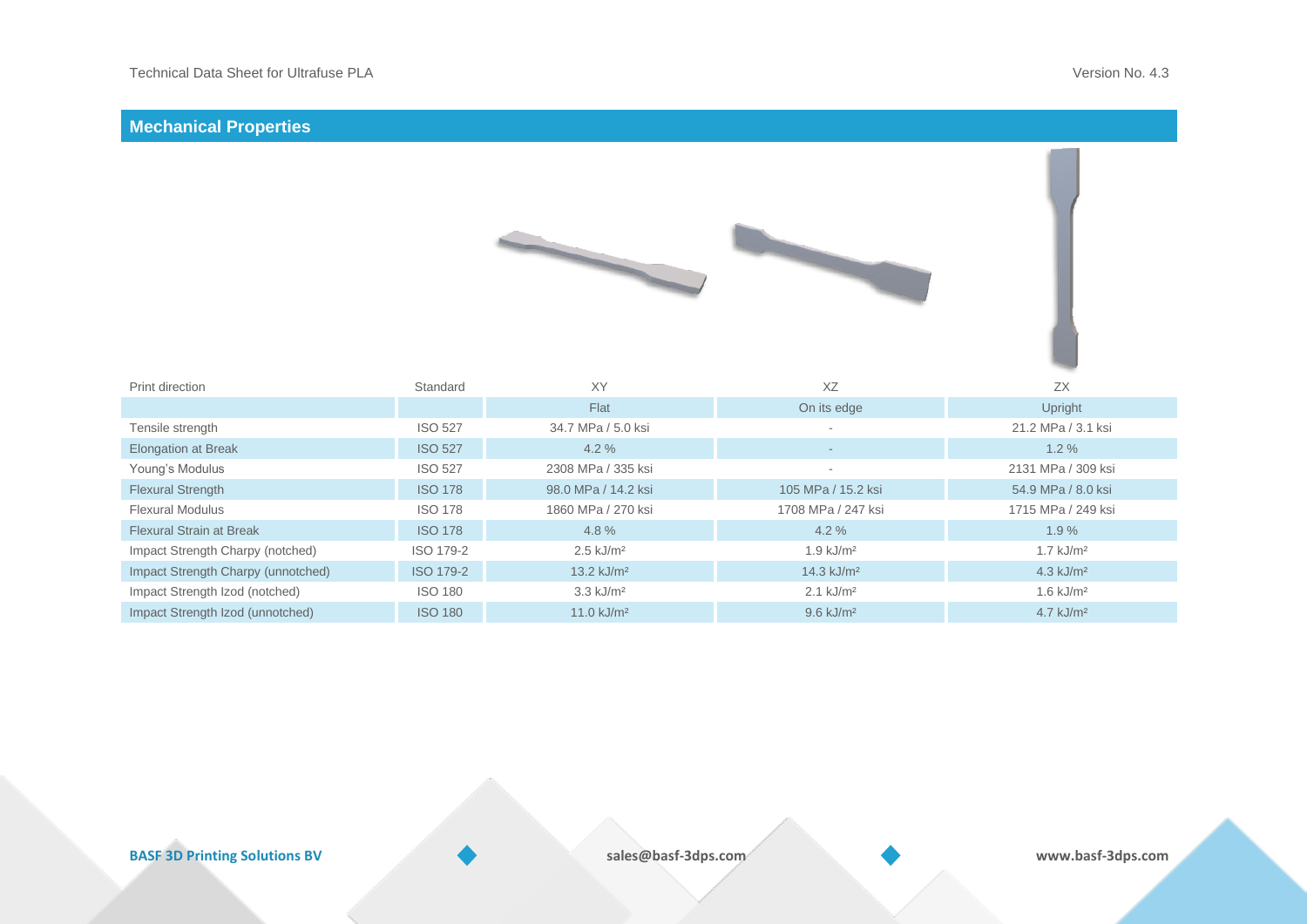## Mechanical Properties

| Print direction | Standard | XY | XZ | ZX |
|---|---|---|---|---|
| | | Flat | On its edge | Upright |
| Tensile strength | ISO 527 | 34.7 MPa / 5.0 ksi | - | 21.2 MPa / 3.1 ksi |
| Elongation at Break | ISO 527 | 4.2 % | - | 1.2 % |
| Young's Modulus | ISO 527 | 2308 MPa / 335 ksi | - | 2131 MPa / 309 ksi |
| Flexural Strength | ISO 178 | 98.0 MPa / 14.2 ksi | 105 MPa / 15.2 ksi | 54.9 MPa / 8.0 ksi |
| Flexural Modulus | ISO 178 | 1860 MPa / 270 ksi | 1708 MPa / 247 ksi | 1715 MPa / 249 ksi |
| Flexural Strain at Break | ISO 178 | 4.8 % | 4.2 % | 1.9 % |
| Impact Strength Charpy (notched) | ISO 179-2 | 2.5 kJ/m² | 1.9 kJ/m² | 1.7 kJ/m² |
| Impact Strength Charpy (unnotched) | ISO 179-2 | 13.2 kJ/m² | 14.3 kJ/m² | 4.3 kJ/m² |
| Impact Strength Izod (notched) | ISO 180 | 3.3 kJ/m² | 2.1 kJ/m² | 1.6 kJ/m² |
| Impact Strength Izod (unnotched) | ISO 180 | 11.0 kJ/m² | 9.6 kJ/m² | 4.7 kJ/m² |